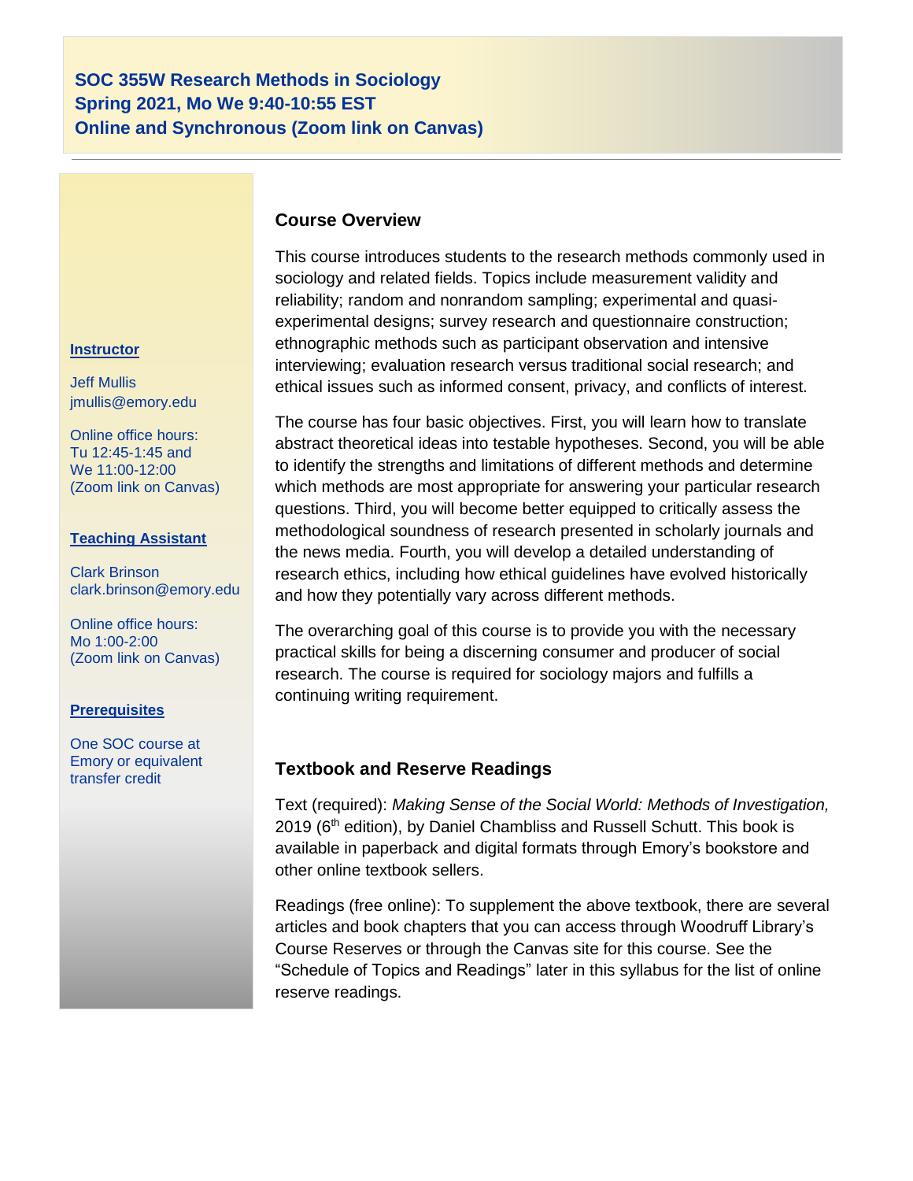# SOC 355W Research Methods in Sociology
**Spring 2021, Mo We 9:40-10:55 EST**
**Online and Synchronous (Zoom link on Canvas)**

---

**Instructor**

Jeff Mullis
jmullis@emory.edu

Online office hours:
Tu 12:45-1:45 and
We 11:00-12:00
(Zoom link on Canvas)

**Teaching Assistant**

Clark Brinson
clark.brinson@emory.edu

Online office hours:
Mo 1:00-2:00
(Zoom link on Canvas)

**Prerequisites**

One SOC course at Emory or equivalent transfer credit

## Course Overview

This course introduces students to the research methods commonly used in sociology and related fields. Topics include measurement validity and reliability; random and nonrandom sampling; experimental and quasi-experimental designs; survey research and questionnaire construction; ethnographic methods such as participant observation and intensive interviewing; evaluation research versus traditional social research; and ethical issues such as informed consent, privacy, and conflicts of interest.

The course has four basic objectives. First, you will learn how to translate abstract theoretical ideas into testable hypotheses. Second, you will be able to identify the strengths and limitations of different methods and determine which methods are most appropriate for answering your particular research questions. Third, you will become better equipped to critically assess the methodological soundness of research presented in scholarly journals and the news media. Fourth, you will develop a detailed understanding of research ethics, including how ethical guidelines have evolved historically and how they potentially vary across different methods.

The overarching goal of this course is to provide you with the necessary practical skills for being a discerning consumer and producer of social research. The course is required for sociology majors and fulfills a continuing writing requirement.

## Textbook and Reserve Readings

Text (required): *Making Sense of the Social World: Methods of Investigation,* 2019 (6th edition), by Daniel Chambliss and Russell Schutt. This book is available in paperback and digital formats through Emory's bookstore and other online textbook sellers.

Readings (free online): To supplement the above textbook, there are several articles and book chapters that you can access through Woodruff Library's Course Reserves or through the Canvas site for this course. See the "Schedule of Topics and Readings" later in this syllabus for the list of online reserve readings.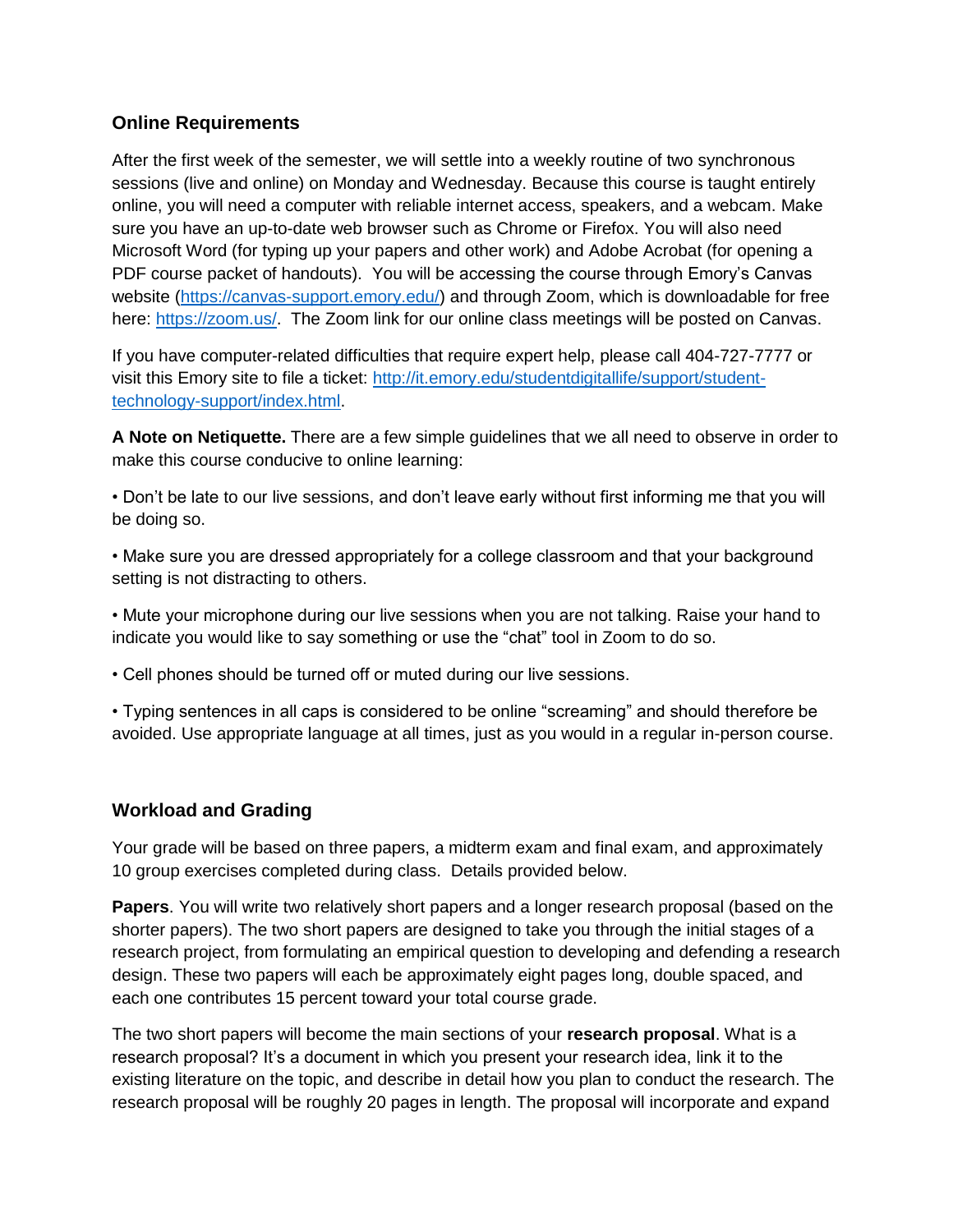## Online Requirements

After the first week of the semester, we will settle into a weekly routine of two synchronous sessions (live and online) on Monday and Wednesday. Because this course is taught entirely online, you will need a computer with reliable internet access, speakers, and a webcam. Make sure you have an up-to-date web browser such as Chrome or Firefox. You will also need Microsoft Word (for typing up your papers and other work) and Adobe Acrobat (for opening a PDF course packet of handouts). You will be accessing the course through Emory's Canvas website ([https://canvas-support.emory.edu/](https://canvas-support.emory.edu/)) and through Zoom, which is downloadable for free here: [https://zoom.us/](https://zoom.us/). The Zoom link for our online class meetings will be posted on Canvas.

If you have computer-related difficulties that require expert help, please call 404-727-7777 or visit this Emory site to file a ticket: [http://it.emory.edu/studentdigitallife/support/student-technology-support/index.html](http://it.emory.edu/studentdigitallife/support/student-technology-support/index.html).

**A Note on Netiquette.** There are a few simple guidelines that we all need to observe in order to make this course conducive to online learning:

- Don't be late to our live sessions, and don't leave early without first informing me that you will be doing so.
- Make sure you are dressed appropriately for a college classroom and that your background setting is not distracting to others.
- Mute your microphone during our live sessions when you are not talking. Raise your hand to indicate you would like to say something or use the "chat" tool in Zoom to do so.
- Cell phones should be turned off or muted during our live sessions.
- Typing sentences in all caps is considered to be online "screaming" and should therefore be avoided. Use appropriate language at all times, just as you would in a regular in-person course.

## Workload and Grading

Your grade will be based on three papers, a midterm exam and final exam, and approximately 10 group exercises completed during class. Details provided below.

**Papers**. You will write two relatively short papers and a longer research proposal (based on the shorter papers). The two short papers are designed to take you through the initial stages of a research project, from formulating an empirical question to developing and defending a research design. These two papers will each be approximately eight pages long, double spaced, and each one contributes 15 percent toward your total course grade.

The two short papers will become the main sections of your **research proposal**. What is a research proposal? It's a document in which you present your research idea, link it to the existing literature on the topic, and describe in detail how you plan to conduct the research. The research proposal will be roughly 20 pages in length. The proposal will incorporate and expand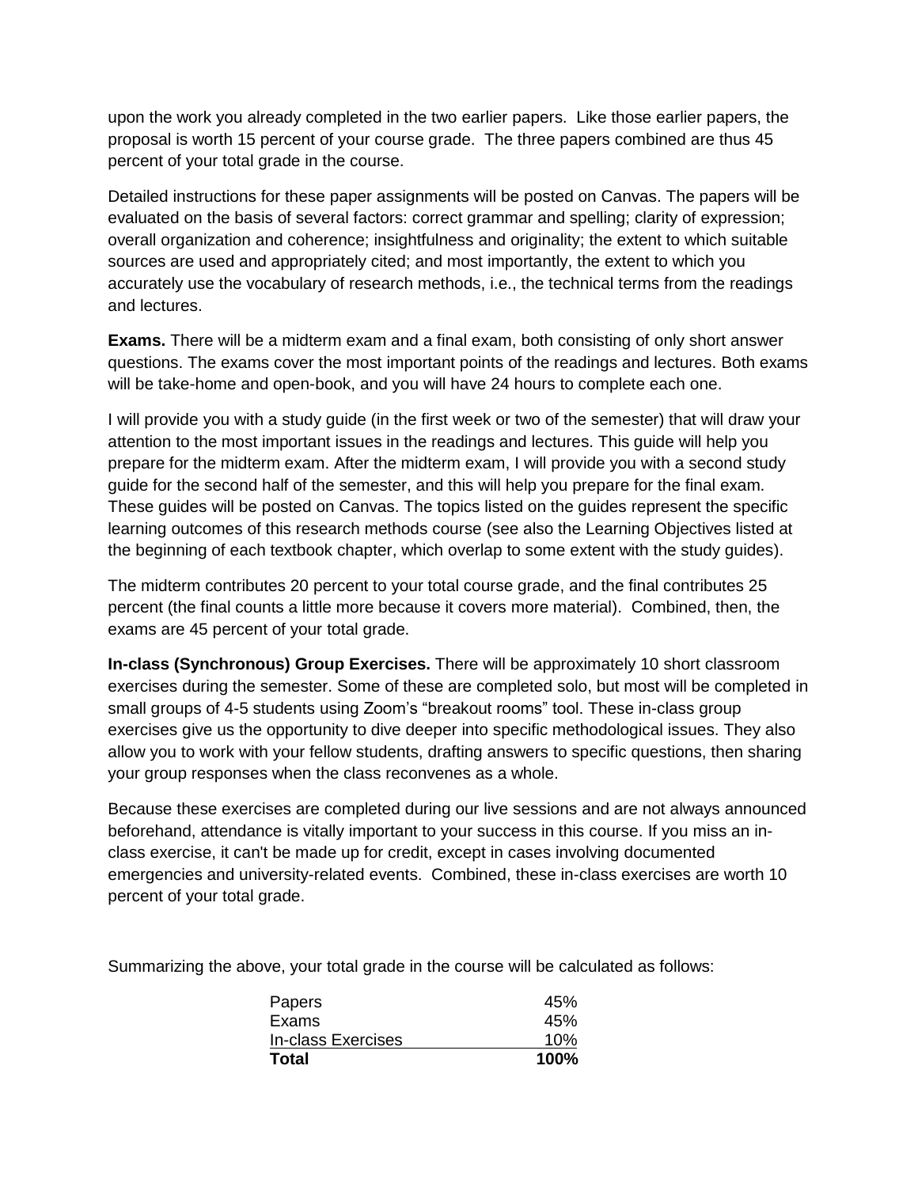upon the work you already completed in the two earlier papers. Like those earlier papers, the proposal is worth 15 percent of your course grade. The three papers combined are thus 45 percent of your total grade in the course.

Detailed instructions for these paper assignments will be posted on Canvas. The papers will be evaluated on the basis of several factors: correct grammar and spelling; clarity of expression; overall organization and coherence; insightfulness and originality; the extent to which suitable sources are used and appropriately cited; and most importantly, the extent to which you accurately use the vocabulary of research methods, i.e., the technical terms from the readings and lectures.

**Exams.** There will be a midterm exam and a final exam, both consisting of only short answer questions. The exams cover the most important points of the readings and lectures. Both exams will be take-home and open-book, and you will have 24 hours to complete each one.

I will provide you with a study guide (in the first week or two of the semester) that will draw your attention to the most important issues in the readings and lectures. This guide will help you prepare for the midterm exam. After the midterm exam, I will provide you with a second study guide for the second half of the semester, and this will help you prepare for the final exam. These guides will be posted on Canvas. The topics listed on the guides represent the specific learning outcomes of this research methods course (see also the Learning Objectives listed at the beginning of each textbook chapter, which overlap to some extent with the study guides).

The midterm contributes 20 percent to your total course grade, and the final contributes 25 percent (the final counts a little more because it covers more material). Combined, then, the exams are 45 percent of your total grade.

**In-class (Synchronous) Group Exercises.** There will be approximately 10 short classroom exercises during the semester. Some of these are completed solo, but most will be completed in small groups of 4-5 students using Zoom's "breakout rooms" tool. These in-class group exercises give us the opportunity to dive deeper into specific methodological issues. They also allow you to work with your fellow students, drafting answers to specific questions, then sharing your group responses when the class reconvenes as a whole.

Because these exercises are completed during our live sessions and are not always announced beforehand, attendance is vitally important to your success in this course. If you miss an in-class exercise, it can't be made up for credit, except in cases involving documented emergencies and university-related events. Combined, these in-class exercises are worth 10 percent of your total grade.

Summarizing the above, your total grade in the course will be calculated as follows:

| | |
|---|---|
| Papers | 45% |
| Exams | 45% |
| In-class Exercises | 10% |
| **Total** | **100%** |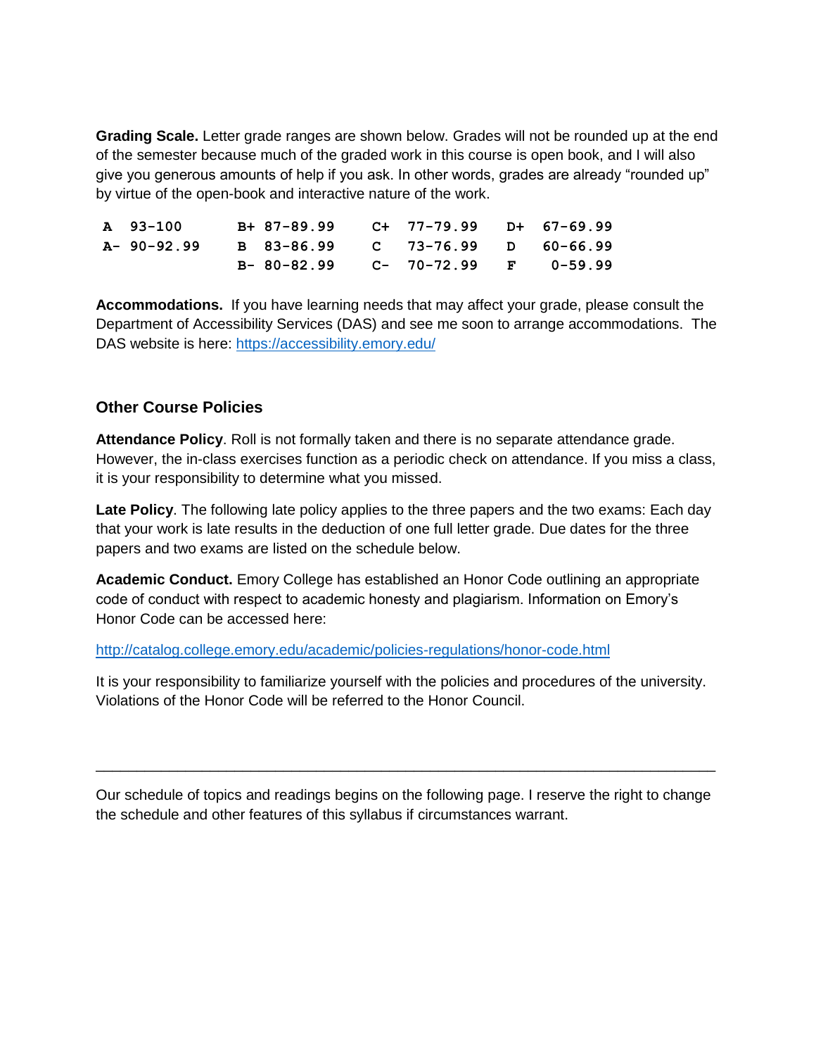**Grading Scale.** Letter grade ranges are shown below. Grades will not be rounded up at the end of the semester because much of the graded work in this course is open book, and I will also give you generous amounts of help if you ask. In other words, grades are already "rounded up" by virtue of the open-book and interactive nature of the work.

| | | | | | | | |
|---|---|---|---|---|---|---|---|
| A | 93-100 | B+ | 87-89.99 | C+ | 77-79.99 | D+ | 67-69.99 |
| A- | 90-92.99 | B | 83-86.99 | C | 73-76.99 | D | 60-66.99 |
| | | B- | 80-82.99 | C- | 70-72.99 | F | 0-59.99 |

**Accommodations.** If you have learning needs that may affect your grade, please consult the Department of Accessibility Services (DAS) and see me soon to arrange accommodations. The DAS website is here: https://accessibility.emory.edu/

## Other Course Policies

**Attendance Policy**. Roll is not formally taken and there is no separate attendance grade. However, the in-class exercises function as a periodic check on attendance. If you miss a class, it is your responsibility to determine what you missed.

**Late Policy**. The following late policy applies to the three papers and the two exams: Each day that your work is late results in the deduction of one full letter grade. Due dates for the three papers and two exams are listed on the schedule below.

**Academic Conduct.** Emory College has established an Honor Code outlining an appropriate code of conduct with respect to academic honesty and plagiarism. Information on Emory's Honor Code can be accessed here:

http://catalog.college.emory.edu/academic/policies-regulations/honor-code.html

It is your responsibility to familiarize yourself with the policies and procedures of the university. Violations of the Honor Code will be referred to the Honor Council.

---

Our schedule of topics and readings begins on the following page. I reserve the right to change the schedule and other features of this syllabus if circumstances warrant.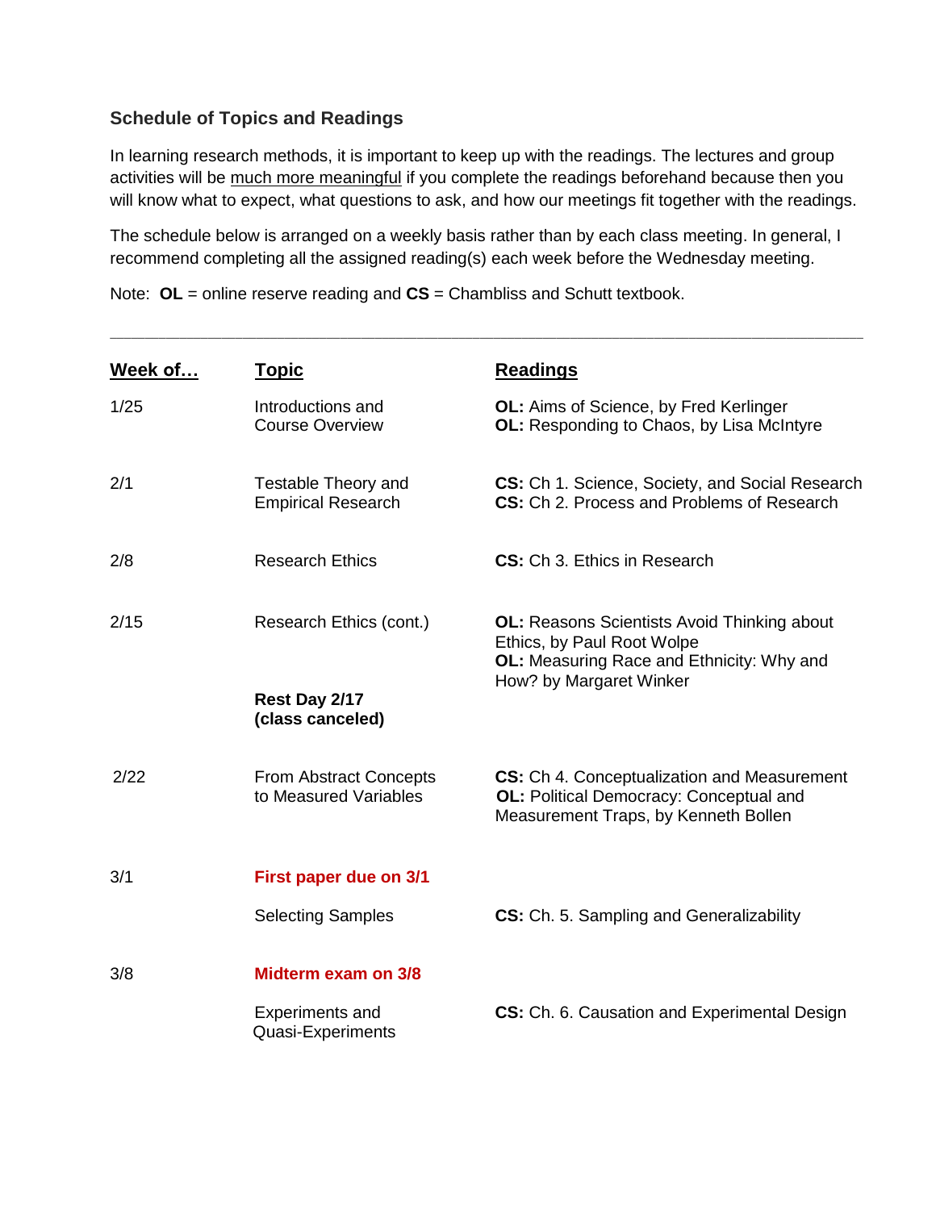### Schedule of Topics and Readings

In learning research methods, it is important to keep up with the readings. The lectures and group activities will be much more meaningful if you complete the readings beforehand because then you will know what to expect, what questions to ask, and how our meetings fit together with the readings.

The schedule below is arranged on a weekly basis rather than by each class meeting. In general, I recommend completing all the assigned reading(s) each week before the Wednesday meeting.

Note: **OL** = online reserve reading and **CS** = Chambliss and Schutt textbook.

---

| Week of… | Topic | Readings |
|---|---|---|
| 1/25 | Introductions and Course Overview | **OL:** Aims of Science, by Fred Kerlinger<br>**OL:** Responding to Chaos, by Lisa McIntyre |
| 2/1 | Testable Theory and Empirical Research | **CS:** Ch 1. Science, Society, and Social Research<br>**CS:** Ch 2. Process and Problems of Research |
| 2/8 | Research Ethics | **CS:** Ch 3. Ethics in Research |
| 2/15 | Research Ethics (cont.)<br><br>**Rest Day 2/17 (class canceled)** | **OL:** Reasons Scientists Avoid Thinking about Ethics, by Paul Root Wolpe<br>**OL:** Measuring Race and Ethnicity: Why and How? by Margaret Winker |
| 2/22 | From Abstract Concepts to Measured Variables | **CS:** Ch 4. Conceptualization and Measurement<br>**OL:** Political Democracy: Conceptual and Measurement Traps, by Kenneth Bollen |
| 3/1 | **First paper due on 3/1** | |
| | Selecting Samples | **CS:** Ch. 5. Sampling and Generalizability |
| 3/8 | **Midterm exam on 3/8** | |
| | Experiments and Quasi-Experiments | **CS:** Ch. 6. Causation and Experimental Design |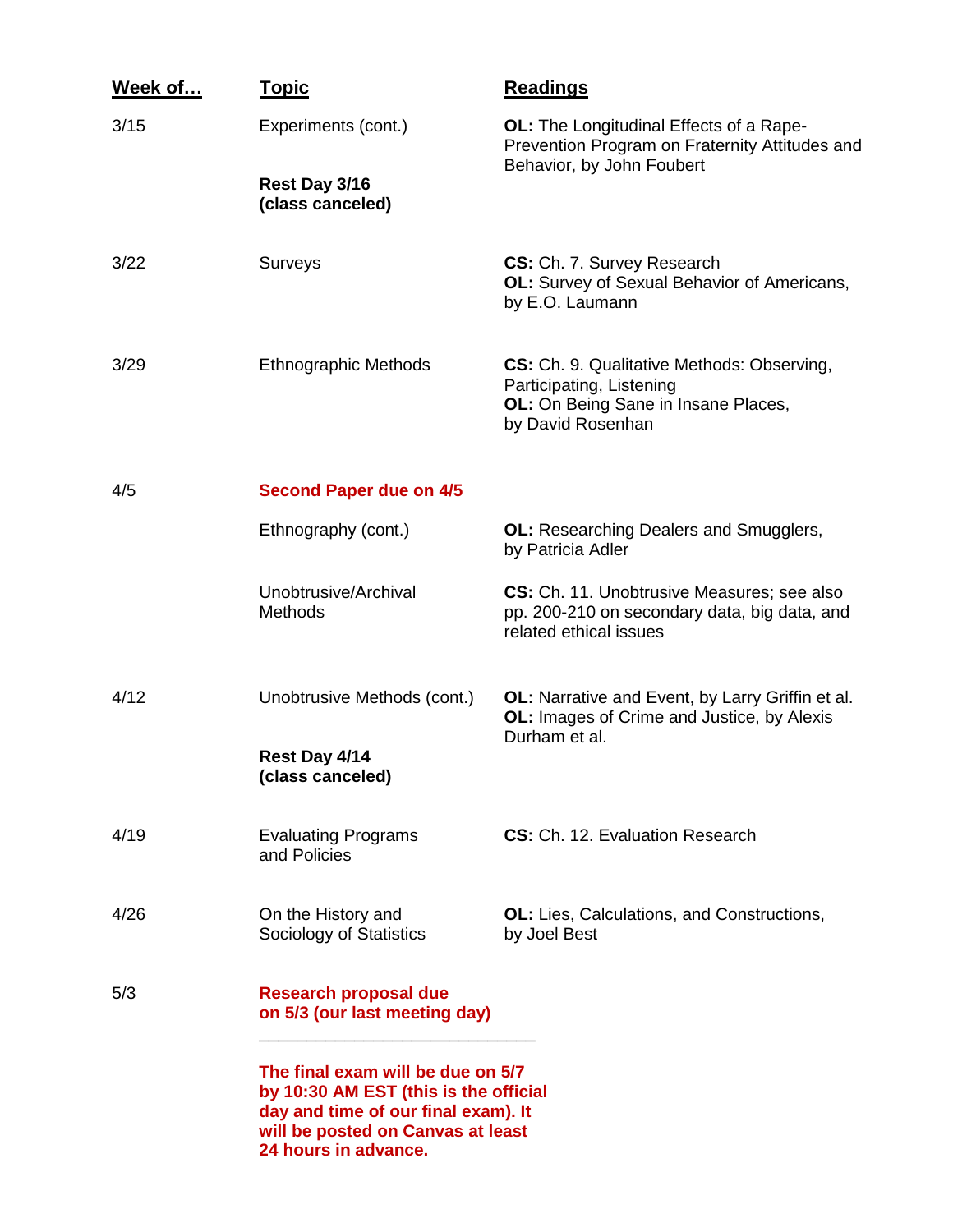| Week of… | Topic | Readings |
|---|---|---|
| 3/15 | Experiments (cont.)<br><br>**Rest Day 3/16 (class canceled)** | **OL:** The Longitudinal Effects of a Rape-Prevention Program on Fraternity Attitudes and Behavior, by John Foubert |
| 3/22 | Surveys | **CS:** Ch. 7. Survey Research<br>**OL:** Survey of Sexual Behavior of Americans, by E.O. Laumann |
| 3/29 | Ethnographic Methods | **CS:** Ch. 9. Qualitative Methods: Observing, Participating, Listening<br>**OL:** On Being Sane in Insane Places, by David Rosenhan |
| 4/5 | **Second Paper due on 4/5** | |
| | Ethnography (cont.) | **OL:** Researching Dealers and Smugglers, by Patricia Adler |
| | Unobtrusive/Archival Methods | **CS:** Ch. 11. Unobtrusive Measures; see also pp. 200-210 on secondary data, big data, and related ethical issues |
| 4/12 | Unobtrusive Methods (cont.)<br><br>**Rest Day 4/14 (class canceled)** | **OL:** Narrative and Event, by Larry Griffin et al.<br>**OL:** Images of Crime and Justice, by Alexis Durham et al. |
| 4/19 | Evaluating Programs and Policies | **CS:** Ch. 12. Evaluation Research |
| 4/26 | On the History and Sociology of Statistics | **OL:** Lies, Calculations, and Constructions, by Joel Best |
| 5/3 | **Research proposal due on 5/3 (our last meeting day)** | |

---

**The final exam will be due on 5/7 by 10:30 AM EST (this is the official day and time of our final exam). It will be posted on Canvas at least 24 hours in advance.**